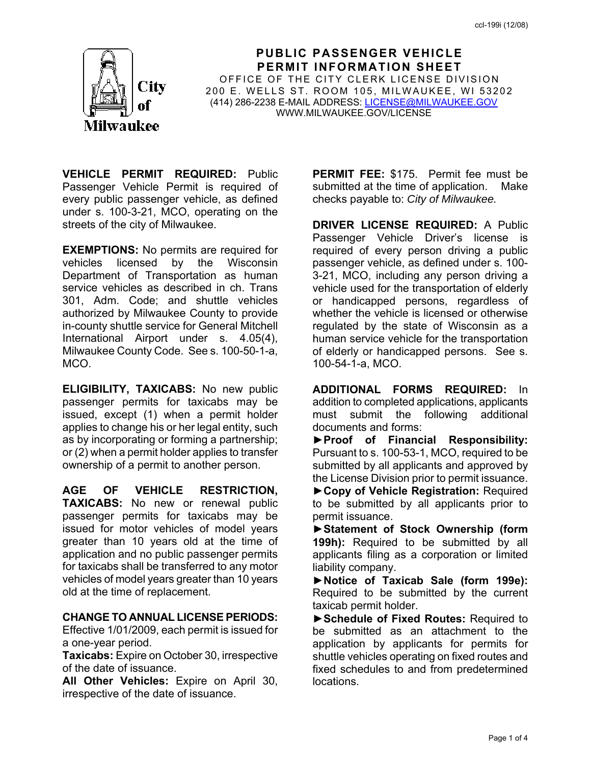# PUBLIC PASSENGER VEHICLE PERMIT INFORMATION SHEET

OFFICE OF THE CITY CLERK LICENSE DIVISION
200 E. WELLS ST. ROOM 105, MILWAUKEE, WI 53202
(414) 286-2238 E-MAIL ADDRESS: LICENSE@MILWAUKEE.GOV
WWW.MILWAUKEE.GOV/LICENSE

**VEHICLE PERMIT REQUIRED:** Public Passenger Vehicle Permit is required of every public passenger vehicle, as defined under s. 100-3-21, MCO, operating on the streets of the city of Milwaukee.

**EXEMPTIONS:** No permits are required for vehicles licensed by the Wisconsin Department of Transportation as human service vehicles as described in ch. Trans 301, Adm. Code; and shuttle vehicles authorized by Milwaukee County to provide in-county shuttle service for General Mitchell International Airport under s. 4.05(4), Milwaukee County Code. See s. 100-50-1-a, MCO.

**ELIGIBILITY, TAXICABS:** No new public passenger permits for taxicabs may be issued, except (1) when a permit holder applies to change his or her legal entity, such as by incorporating or forming a partnership; or (2) when a permit holder applies to transfer ownership of a permit to another person.

**AGE OF VEHICLE RESTRICTION, TAXICABS:** No new or renewal public passenger permits for taxicabs may be issued for motor vehicles of model years greater than 10 years old at the time of application and no public passenger permits for taxicabs shall be transferred to any motor vehicles of model years greater than 10 years old at the time of replacement.

**CHANGE TO ANNUAL LICENSE PERIODS:** Effective 1/01/2009, each permit is issued for a one-year period.
**Taxicabs:** Expire on October 30, irrespective of the date of issuance.
**All Other Vehicles:** Expire on April 30, irrespective of the date of issuance.

**PERMIT FEE:** $175. Permit fee must be submitted at the time of application. Make checks payable to: *City of Milwaukee.*

**DRIVER LICENSE REQUIRED:** A Public Passenger Vehicle Driver's license is required of every person driving a public passenger vehicle, as defined under s. 100-3-21, MCO, including any person driving a vehicle used for the transportation of elderly or handicapped persons, regardless of whether the vehicle is licensed or otherwise regulated by the state of Wisconsin as a human service vehicle for the transportation of elderly or handicapped persons. See s. 100-54-1-a, MCO.

**ADDITIONAL FORMS REQUIRED:** In addition to completed applications, applicants must submit the following additional documents and forms:

- **Proof of Financial Responsibility:** Pursuant to s. 100-53-1, MCO, required to be submitted by all applicants and approved by the License Division prior to permit issuance.
- **Copy of Vehicle Registration:** Required to be submitted by all applicants prior to permit issuance.
- **Statement of Stock Ownership (form 199h):** Required to be submitted by all applicants filing as a corporation or limited liability company.
- **Notice of Taxicab Sale (form 199e):** Required to be submitted by the current taxicab permit holder.
- **Schedule of Fixed Routes:** Required to be submitted as an attachment to the application by applicants for permits for shuttle vehicles operating on fixed routes and fixed schedules to and from predetermined locations.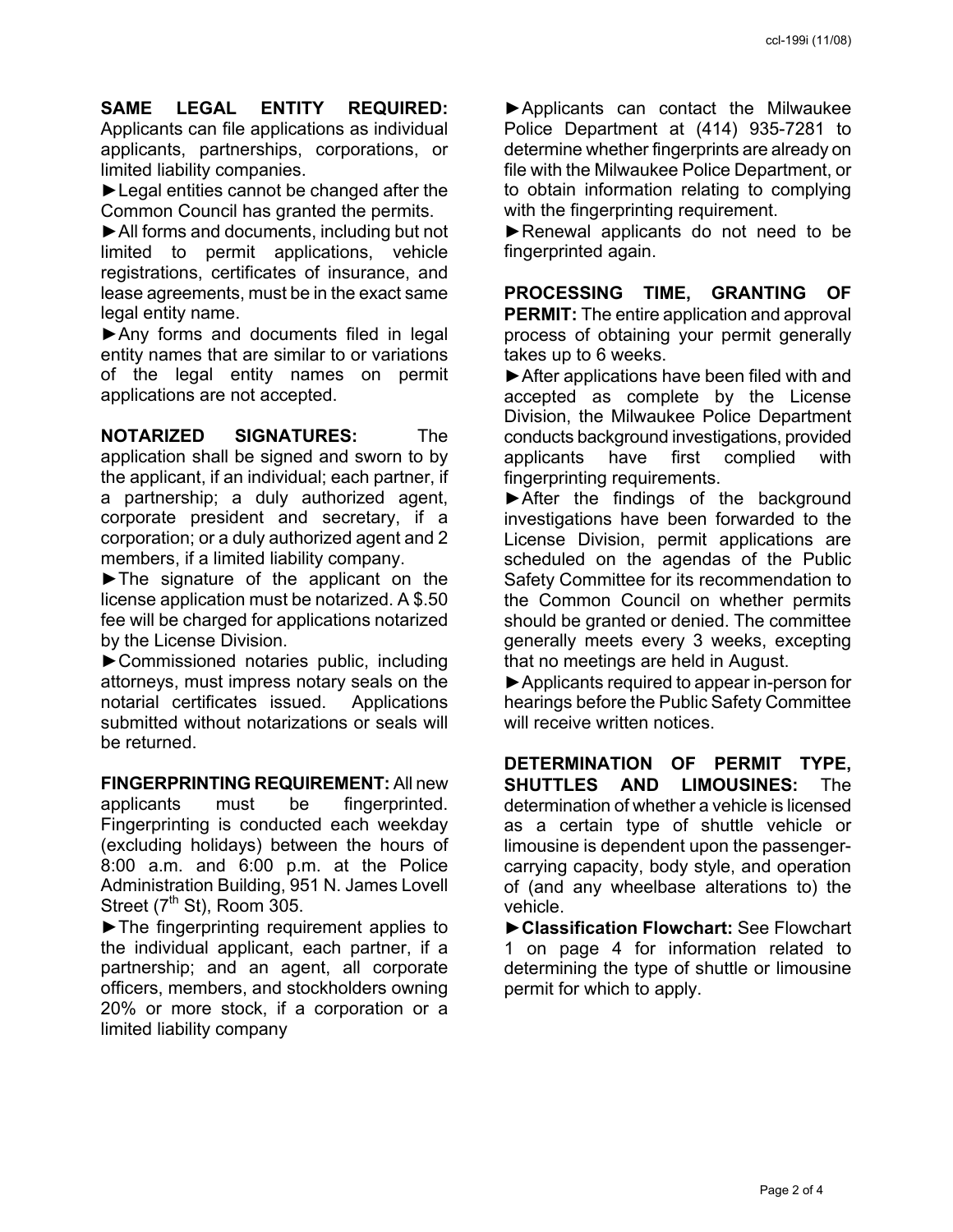**SAME LEGAL ENTITY REQUIRED:** Applicants can file applications as individual applicants, partnerships, corporations, or limited liability companies.

►Legal entities cannot be changed after the Common Council has granted the permits.

►All forms and documents, including but not limited to permit applications, vehicle registrations, certificates of insurance, and lease agreements, must be in the exact same legal entity name.

►Any forms and documents filed in legal entity names that are similar to or variations of the legal entity names on permit applications are not accepted.

**NOTARIZED SIGNATURES:** The application shall be signed and sworn to by the applicant, if an individual; each partner, if a partnership; a duly authorized agent, corporate president and secretary, if a corporation; or a duly authorized agent and 2 members, if a limited liability company.

►The signature of the applicant on the license application must be notarized. A $.50 fee will be charged for applications notarized by the License Division.

►Commissioned notaries public, including attorneys, must impress notary seals on the notarial certificates issued. Applications submitted without notarizations or seals will be returned.

**FINGERPRINTING REQUIREMENT:** All new applicants must be fingerprinted. Fingerprinting is conducted each weekday (excluding holidays) between the hours of 8:00 a.m. and 6:00 p.m. at the Police Administration Building, 951 N. James Lovell Street (7th St), Room 305.

►The fingerprinting requirement applies to the individual applicant, each partner, if a partnership; and an agent, all corporate officers, members, and stockholders owning 20% or more stock, if a corporation or a limited liability company

►Applicants can contact the Milwaukee Police Department at (414) 935-7281 to determine whether fingerprints are already on file with the Milwaukee Police Department, or to obtain information relating to complying with the fingerprinting requirement.

►Renewal applicants do not need to be fingerprinted again.

**PROCESSING TIME, GRANTING OF PERMIT:** The entire application and approval process of obtaining your permit generally takes up to 6 weeks.

►After applications have been filed with and accepted as complete by the License Division, the Milwaukee Police Department conducts background investigations, provided applicants have first complied with fingerprinting requirements.

►After the findings of the background investigations have been forwarded to the License Division, permit applications are scheduled on the agendas of the Public Safety Committee for its recommendation to the Common Council on whether permits should be granted or denied. The committee generally meets every 3 weeks, excepting that no meetings are held in August.

►Applicants required to appear in-person for hearings before the Public Safety Committee will receive written notices.

**DETERMINATION OF PERMIT TYPE, SHUTTLES AND LIMOUSINES:** The determination of whether a vehicle is licensed as a certain type of shuttle vehicle or limousine is dependent upon the passenger-carrying capacity, body style, and operation of (and any wheelbase alterations to) the vehicle.

►**Classification Flowchart:** See Flowchart 1 on page 4 for information related to determining the type of shuttle or limousine permit for which to apply.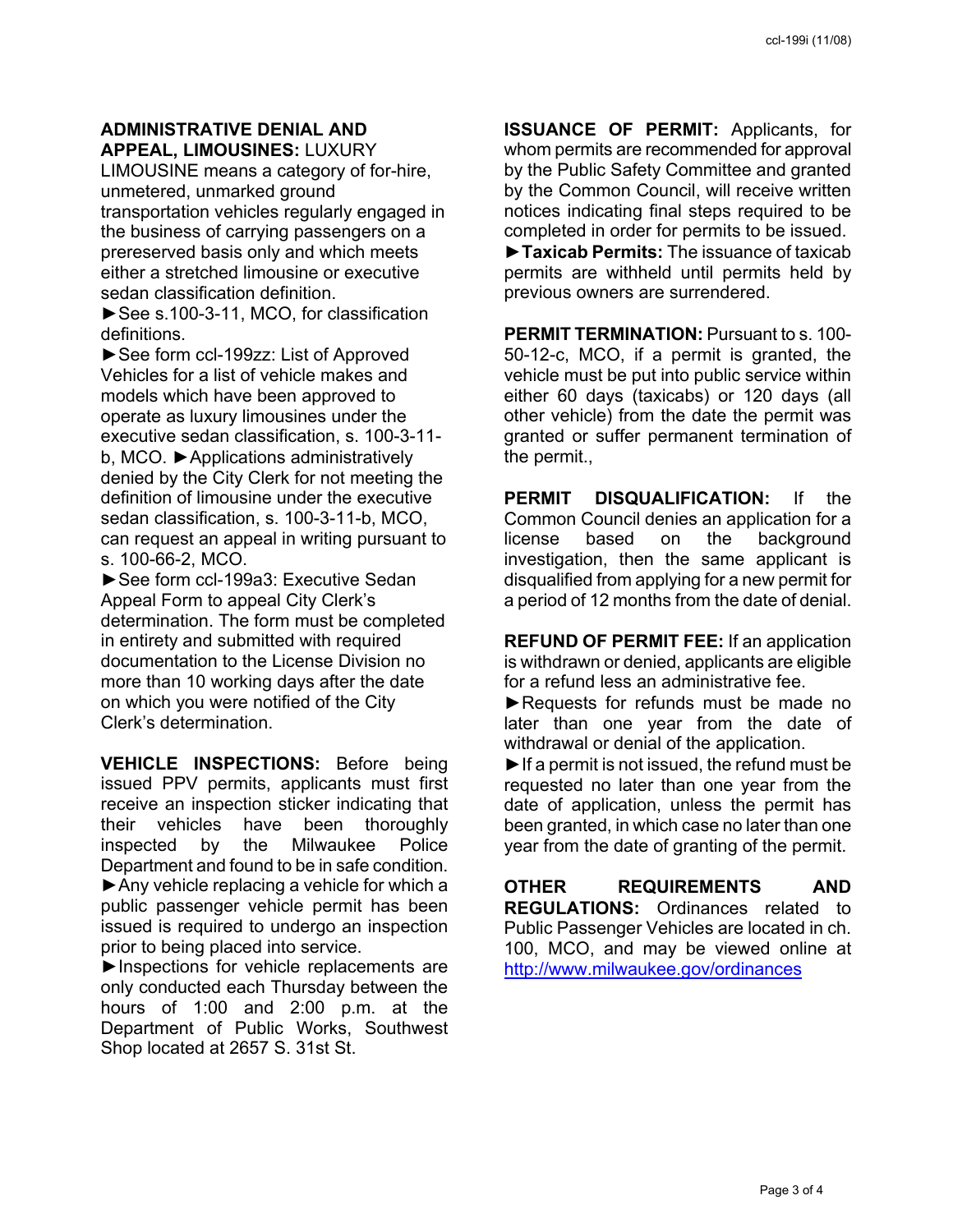**ADMINISTRATIVE DENIAL AND APPEAL, LIMOUSINES:** LUXURY LIMOUSINE means a category of for-hire, unmetered, unmarked ground transportation vehicles regularly engaged in the business of carrying passengers on a prereserved basis only and which meets either a stretched limousine or executive sedan classification definition.

►See s.100-3-11, MCO, for classification definitions.

►See form ccl-199zz: List of Approved Vehicles for a list of vehicle makes and models which have been approved to operate as luxury limousines under the executive sedan classification, s. 100-3-11-b, MCO. ►Applications administratively denied by the City Clerk for not meeting the definition of limousine under the executive sedan classification, s. 100-3-11-b, MCO, can request an appeal in writing pursuant to s. 100-66-2, MCO.

►See form ccl-199a3: Executive Sedan Appeal Form to appeal City Clerk's determination. The form must be completed in entirety and submitted with required documentation to the License Division no more than 10 working days after the date on which you were notified of the City Clerk's determination.

**VEHICLE INSPECTIONS:** Before being issued PPV permits, applicants must first receive an inspection sticker indicating that their vehicles have been thoroughly inspected by the Milwaukee Police Department and found to be in safe condition.

►Any vehicle replacing a vehicle for which a public passenger vehicle permit has been issued is required to undergo an inspection prior to being placed into service.

►Inspections for vehicle replacements are only conducted each Thursday between the hours of 1:00 and 2:00 p.m. at the Department of Public Works, Southwest Shop located at 2657 S. 31st St.

**ISSUANCE OF PERMIT:** Applicants, for whom permits are recommended for approval by the Public Safety Committee and granted by the Common Council, will receive written notices indicating final steps required to be completed in order for permits to be issued.

►**Taxicab Permits:** The issuance of taxicab permits are withheld until permits held by previous owners are surrendered.

**PERMIT TERMINATION:** Pursuant to s. 100-50-12-c, MCO, if a permit is granted, the vehicle must be put into public service within either 60 days (taxicabs) or 120 days (all other vehicle) from the date the permit was granted or suffer permanent termination of the permit.,

**PERMIT DISQUALIFICATION:** If the Common Council denies an application for a license based on the background investigation, then the same applicant is disqualified from applying for a new permit for a period of 12 months from the date of denial.

**REFUND OF PERMIT FEE:** If an application is withdrawn or denied, applicants are eligible for a refund less an administrative fee.

►Requests for refunds must be made no later than one year from the date of withdrawal or denial of the application.

►If a permit is not issued, the refund must be requested no later than one year from the date of application, unless the permit has been granted, in which case no later than one year from the date of granting of the permit.

**OTHER REQUIREMENTS AND REGULATIONS:** Ordinances related to Public Passenger Vehicles are located in ch. 100, MCO, and may be viewed online at http://www.milwaukee.gov/ordinances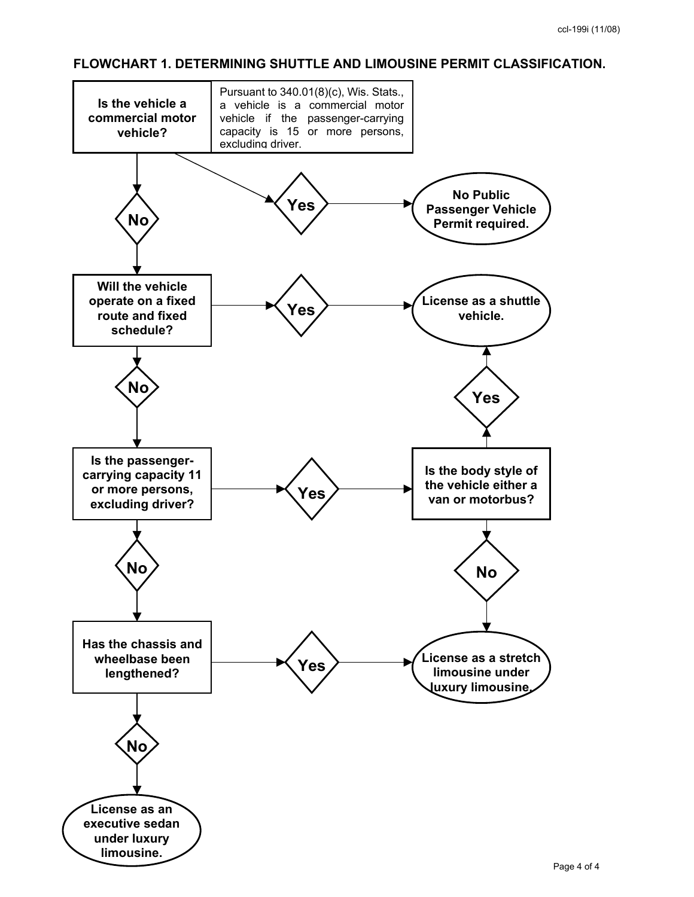## FLOWCHART 1. DETERMINING SHUTTLE AND LIMOUSINE PERMIT CLASSIFICATION.

**Is the vehicle a commercial motor vehicle?**

Pursuant to 340.01(8)(c), Wis. Stats., a vehicle is a commercial motor vehicle if the passenger-carrying capacity is 15 or more persons, excluding driver.

- **Yes** → **No Public Passenger Vehicle Permit required.**
- **No** → **Will the vehicle operate on a fixed route and fixed schedule?**
  - **Yes** → **License as a shuttle vehicle.**
  - **No** → **Is the passenger-carrying capacity 11 or more persons, excluding driver?**
    - **Yes** → **Is the body style of the vehicle either a van or motorbus?**
      - **Yes** → **License as a shuttle vehicle.**
      - **No** → **License as a stretch limousine under luxury limousine.**
    - **No** → **Has the chassis and wheelbase been lengthened?**
      - **Yes** → **License as a stretch limousine under luxury limousine.**
      - **No** → **License as an executive sedan under luxury limousine.**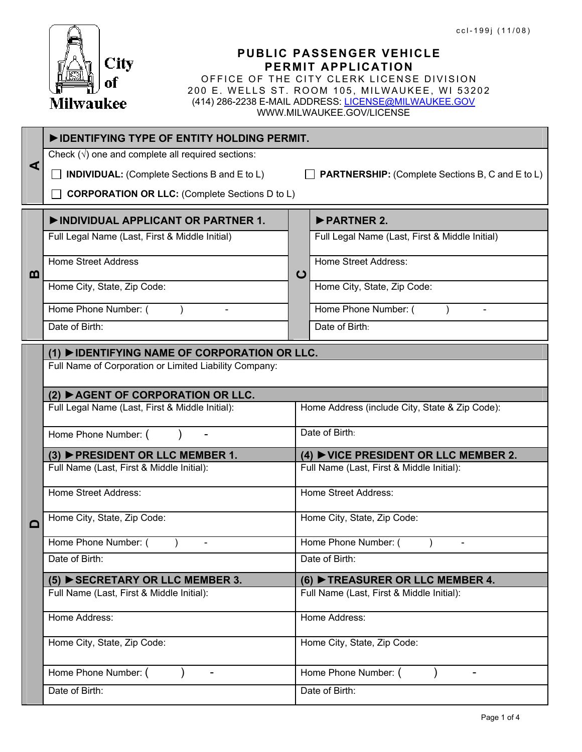ccl-199j (11/08)

City of Milwaukee

# PUBLIC PASSENGER VEHICLE PERMIT APPLICATION

OFFICE OF THE CITY CLERK LICENSE DIVISION
200 E. WELLS ST. ROOM 105, MILWAUKEE, WI 53202
(414) 286-2238 E-MAIL ADDRESS: LICENSE@MILWAUKEE.GOV
WWW.MILWAUKEE.GOV/LICENSE

## A ►IDENTIFYING TYPE OF ENTITY HOLDING PERMIT.

Check (√) one and complete all required sections:

☐ **INDIVIDUAL:** (Complete Sections B and E to L)

☐ **PARTNERSHIP:** (Complete Sections B, C and E to L)

☐ **CORPORATION OR LLC:** (Complete Sections D to L)

## B ►INDIVIDUAL APPLICANT OR PARTNER 1. / C ►PARTNER 2.

| B ►INDIVIDUAL APPLICANT OR PARTNER 1. | C ►PARTNER 2. |
|---|---|
| Full Legal Name (Last, First & Middle Initial) | Full Legal Name (Last, First & Middle Initial) |
| Home Street Address | Home Street Address: |
| Home City, State, Zip Code: | Home City, State, Zip Code: |
| Home Phone Number: (      )      - | Home Phone Number: (      )      - |
| Date of Birth: | Date of Birth: |

## D

### (1) ►IDENTIFYING NAME OF CORPORATION OR LLC.

Full Name of Corporation or Limited Liability Company:

### (2) ►AGENT OF CORPORATION OR LLC.

| | |
|---|---|
| Full Legal Name (Last, First & Middle Initial): | Home Address (include City, State & Zip Code): |
| Home Phone Number: (      )      - | Date of Birth: |

| (3) ►PRESIDENT OR LLC MEMBER 1. | (4) ►VICE PRESIDENT OR LLC MEMBER 2. |
|---|---|
| Full Name (Last, First & Middle Initial): | Full Name (Last, First & Middle Initial): |
| Home Street Address: | Home Street Address: |
| Home City, State, Zip Code: | Home City, State, Zip Code: |
| Home Phone Number: (      )      - | Home Phone Number: (      )      - |
| Date of Birth: | Date of Birth: |

| (5) ►SECRETARY OR LLC MEMBER 3. | (6) ►TREASURER OR LLC MEMBER 4. |
|---|---|
| Full Name (Last, First & Middle Initial): | Full Name (Last, First & Middle Initial): |
| Home Address: | Home Address: |
| Home City, State, Zip Code: | Home City, State, Zip Code: |
| Home Phone Number: (      )      - | Home Phone Number: (      )      - |
| Date of Birth: | Date of Birth: |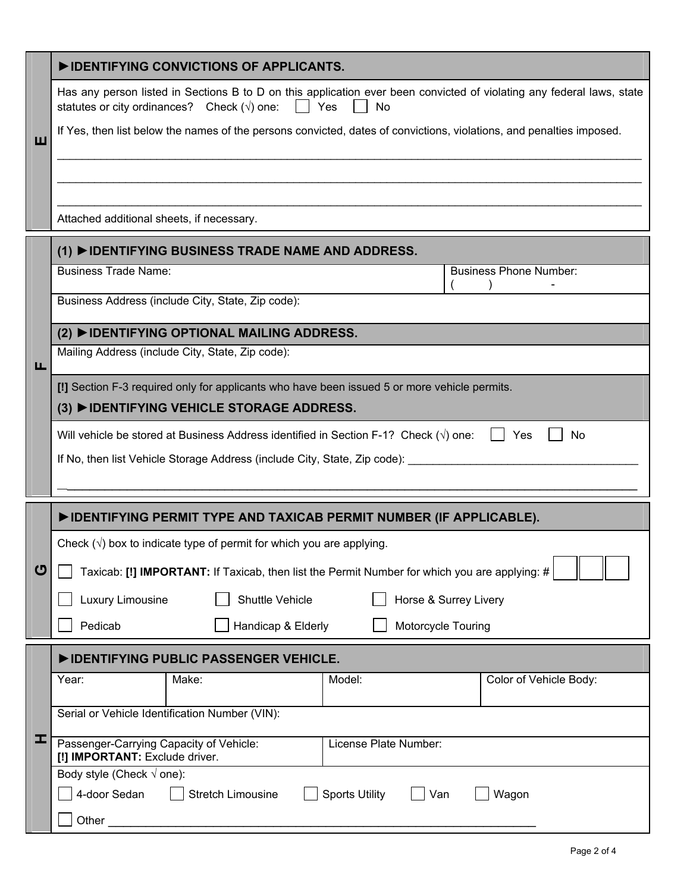## E

### ►IDENTIFYING CONVICTIONS OF APPLICANTS.

Has any person listed in Sections B to D on this application ever been convicted of violating any federal laws, state statutes or city ordinances? Check (√) one: ☐ Yes ☐ No

If Yes, then list below the names of the persons convicted, dates of convictions, violations, and penalties imposed.

___________________________________________________________________________

___________________________________________________________________________

___________________________________________________________________________

Attached additional sheets, if necessary.

## F

### (1) ►IDENTIFYING BUSINESS TRADE NAME AND ADDRESS.

| Business Trade Name: | Business Phone Number: ( ) - |
|---|---|
| Business Address (include City, State, Zip code): | |

### (2) ►IDENTIFYING OPTIONAL MAILING ADDRESS.

Mailing Address (include City, State, Zip code):

**[!]** Section F-3 required only for applicants who have been issued 5 or more vehicle permits.

### (3) ►IDENTIFYING VEHICLE STORAGE ADDRESS.

Will vehicle be stored at Business Address identified in Section F-1? Check (√) one: ☐ Yes ☐ No

If No, then list Vehicle Storage Address (include City, State, Zip code): ____________________________________

___________________________________________________________________________

## G

### ►IDENTIFYING PERMIT TYPE AND TAXICAB PERMIT NUMBER (IF APPLICABLE).

Check (√) box to indicate type of permit for which you are applying.

☐ Taxicab: **[!] IMPORTANT:** If Taxicab, then list the Permit Number for which you are applying: # ☐☐☐

☐ Luxury Limousine ☐ Shuttle Vehicle ☐ Horse & Surrey Livery

☐ Pedicab ☐ Handicap & Elderly ☐ Motorcycle Touring

## H

### ►IDENTIFYING PUBLIC PASSENGER VEHICLE.

| Year: | Make: | Model: | Color of Vehicle Body: |
|---|---|---|---|
| Serial or Vehicle Identification Number (VIN): | | | |
| Passenger-Carrying Capacity of Vehicle: **[!] IMPORTANT:** Exclude driver. | | License Plate Number: | |

Body style (Check √ one):

☐ 4-door Sedan ☐ Stretch Limousine ☐ Sports Utility ☐ Van ☐ Wagon

☐ Other ______________________________________________________________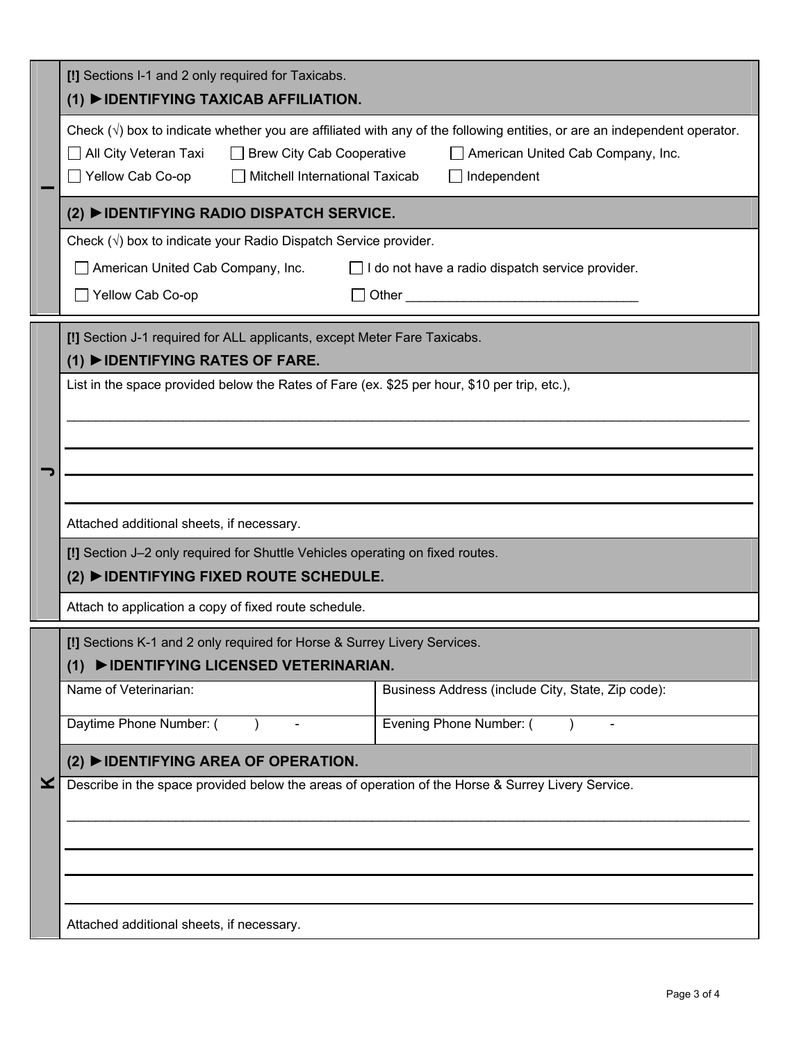## I

[!] Sections I-1 and 2 only required for Taxicabs.

### (1) ►IDENTIFYING TAXICAB AFFILIATION.

Check (√) box to indicate whether you are affiliated with any of the following entities, or are an independent operator.

☐ All City Veteran Taxi ☐ Brew City Cab Cooperative ☐ American United Cab Company, Inc.

☐ Yellow Cab Co-op ☐ Mitchell International Taxicab ☐ Independent

### (2) ►IDENTIFYING RADIO DISPATCH SERVICE.

Check (√) box to indicate your Radio Dispatch Service provider.

☐ American United Cab Company, Inc. ☐ I do not have a radio dispatch service provider.

☐ Yellow Cab Co-op ☐ Other _______________________________

## J

[!] Section J-1 required for ALL applicants, except Meter Fare Taxicabs.

### (1) ►IDENTIFYING RATES OF FARE.

List in the space provided below the Rates of Fare (ex. $25 per hour, $10 per trip, etc.),

_______________________________________________

_______________________________________________

_______________________________________________

_______________________________________________

Attached additional sheets, if necessary.

[!] Section J–2 only required for Shuttle Vehicles operating on fixed routes.

### (2) ►IDENTIFYING FIXED ROUTE SCHEDULE.

Attach to application a copy of fixed route schedule.

## K

[!] Sections K-1 and 2 only required for Horse & Surrey Livery Services.

### (1) ►IDENTIFYING LICENSED VETERINARIAN.

| Name of Veterinarian: | Business Address (include City, State, Zip code): |
|---|---|
| Daytime Phone Number: (     )     - | Evening Phone Number: (     )     - |

### (2) ►IDENTIFYING AREA OF OPERATION.

Describe in the space provided below the areas of operation of the Horse & Surrey Livery Service.

_______________________________________________

_______________________________________________

_______________________________________________

_______________________________________________

Attached additional sheets, if necessary.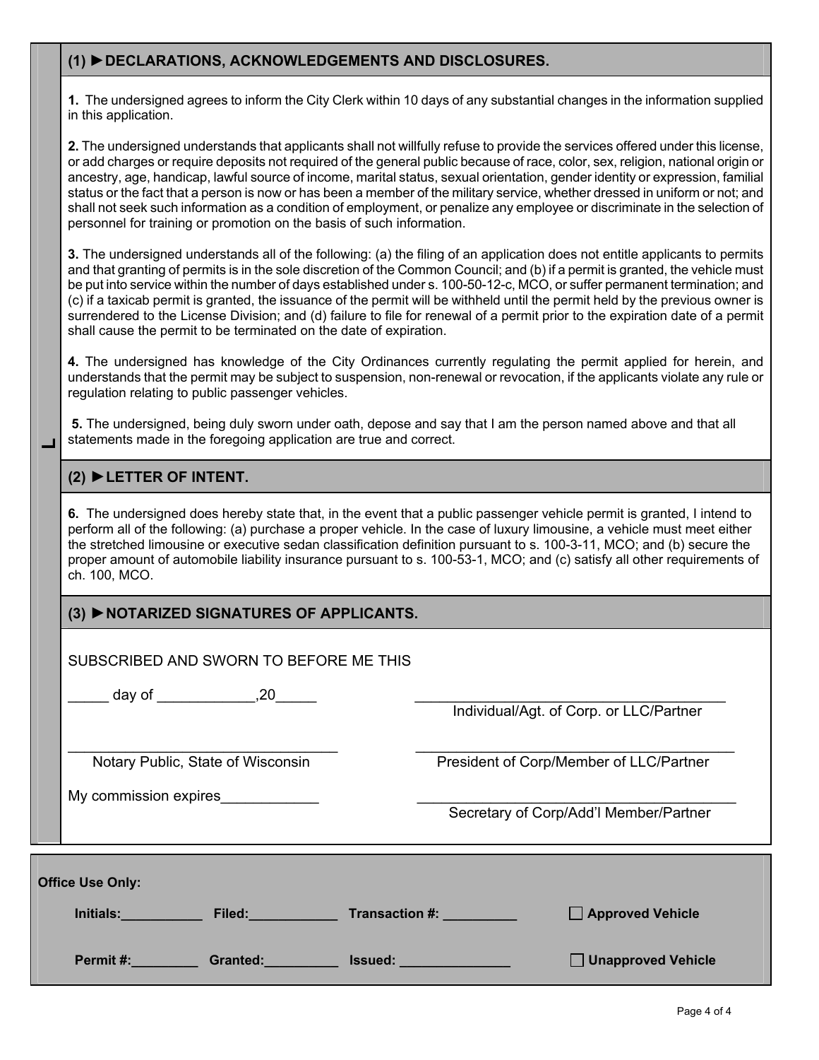## (1) ►DECLARATIONS, ACKNOWLEDGEMENTS AND DISCLOSURES.

**1.** The undersigned agrees to inform the City Clerk within 10 days of any substantial changes in the information supplied in this application.

**2.** The undersigned understands that applicants shall not willfully refuse to provide the services offered under this license, or add charges or require deposits not required of the general public because of race, color, sex, religion, national origin or ancestry, age, handicap, lawful source of income, marital status, sexual orientation, gender identity or expression, familial status or the fact that a person is now or has been a member of the military service, whether dressed in uniform or not; and shall not seek such information as a condition of employment, or penalize any employee or discriminate in the selection of personnel for training or promotion on the basis of such information.

**3.** The undersigned understands all of the following: (a) the filing of an application does not entitle applicants to permits and that granting of permits is in the sole discretion of the Common Council; and (b) if a permit is granted, the vehicle must be put into service within the number of days established under s. 100-50-12-c, MCO, or suffer permanent termination; and (c) if a taxicab permit is granted, the issuance of the permit will be withheld until the permit held by the previous owner is surrendered to the License Division; and (d) failure to file for renewal of a permit prior to the expiration date of a permit shall cause the permit to be terminated on the date of expiration.

**4.** The undersigned has knowledge of the City Ordinances currently regulating the permit applied for herein, and understands that the permit may be subject to suspension, non-renewal or revocation, if the applicants violate any rule or regulation relating to public passenger vehicles.

**5.** The undersigned, being duly sworn under oath, depose and say that I am the person named above and that all statements made in the foregoing application are true and correct.

## (2) ►LETTER OF INTENT.

**6.** The undersigned does hereby state that, in the event that a public passenger vehicle permit is granted, I intend to perform all of the following: (a) purchase a proper vehicle. In the case of luxury limousine, a vehicle must meet either the stretched limousine or executive sedan classification definition pursuant to s. 100-3-11, MCO; and (b) secure the proper amount of automobile liability insurance pursuant to s. 100-53-1, MCO; and (c) satisfy all other requirements of ch. 100, MCO.

## (3) ►NOTARIZED SIGNATURES OF APPLICANTS.

SUBSCRIBED AND SWORN TO BEFORE ME THIS

_____ day of ____________,20_____

______________________________
Individual/Agt. of Corp. or LLC/Partner

______________________________
Notary Public, State of Wisconsin

______________________________
President of Corp/Member of LLC/Partner

My commission expires____________

______________________________
Secretary of Corp/Add'l Member/Partner

**Office Use Only:**

**Initials:**___________ **Filed:**____________ **Transaction #:** __________ ☐ **Approved Vehicle**

**Permit #:**_________ **Granted:**__________ **Issued:** ______________ ☐ **Unapproved Vehicle**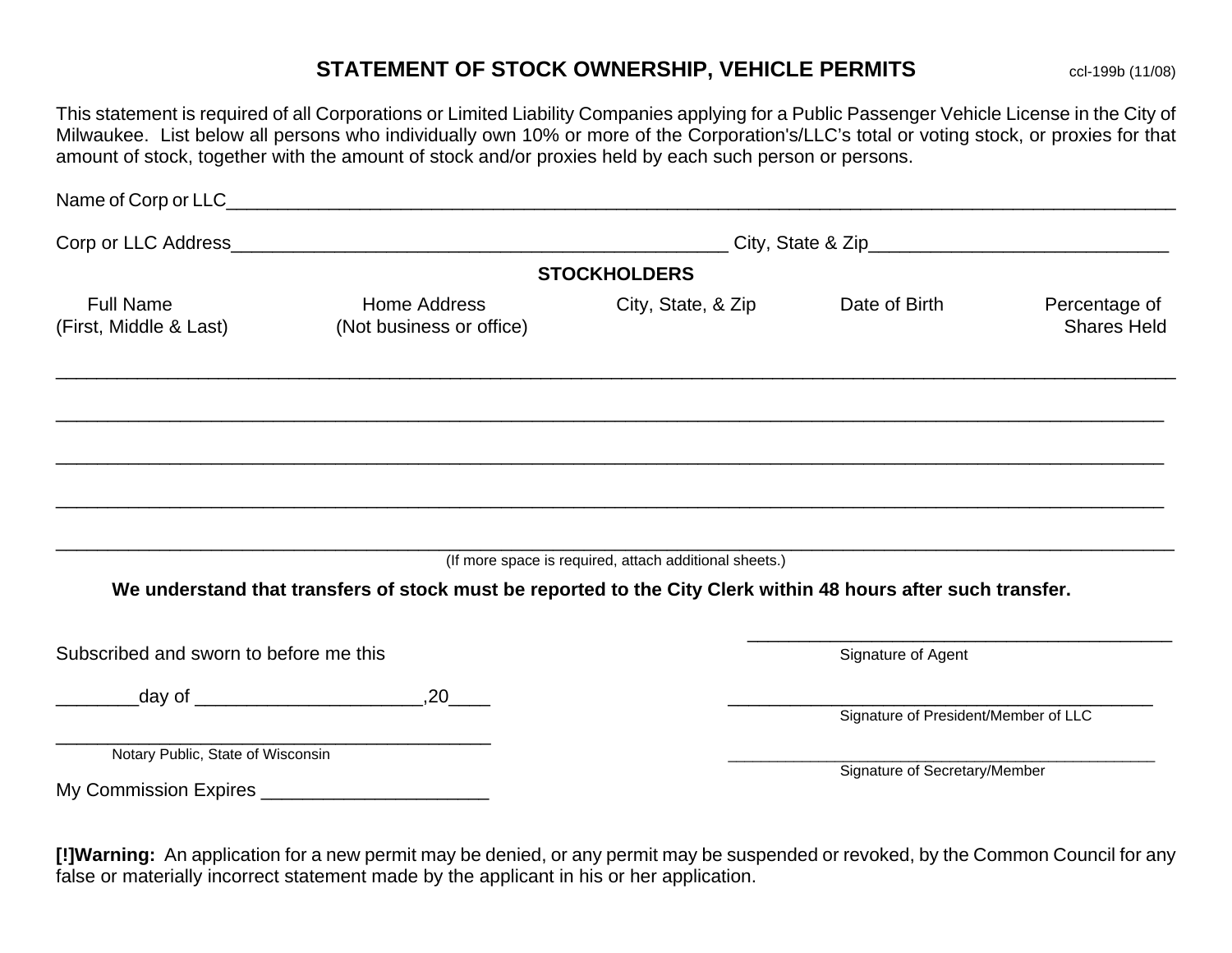# STATEMENT OF STOCK OWNERSHIP, VEHICLE PERMITS

ccl-199b (11/08)

This statement is required of all Corporations or Limited Liability Companies applying for a Public Passenger Vehicle License in the City of Milwaukee. List below all persons who individually own 10% or more of the Corporation's/LLC's total or voting stock, or proxies for that amount of stock, together with the amount of stock and/or proxies held by each such person or persons.

Name of Corp or LLC_______________________________________________________________________________________

Corp or LLC Address_____________________________________________ City, State & Zip___________________________

## STOCKHOLDERS

| Full Name (First, Middle & Last) | Home Address (Not business or office) | City, State, & Zip | Date of Birth | Percentage of Shares Held |
|---|---|---|---|---|
| | | | | |
| | | | | |
| | | | | |
| | | | | |
| | | | | |

(If more space is required, attach additional sheets.)

**We understand that transfers of stock must be reported to the City Clerk within 48 hours after such transfer.**

Subscribed and sworn to before me this

________day of _____________________,20____

________________________________________
Notary Public, State of Wisconsin

My Commission Expires _____________________

________________________________________
Signature of Agent

________________________________________
Signature of President/Member of LLC

________________________________________
Signature of Secretary/Member

**[!]Warning:** An application for a new permit may be denied, or any permit may be suspended or revoked, by the Common Council for any false or materially incorrect statement made by the applicant in his or her application.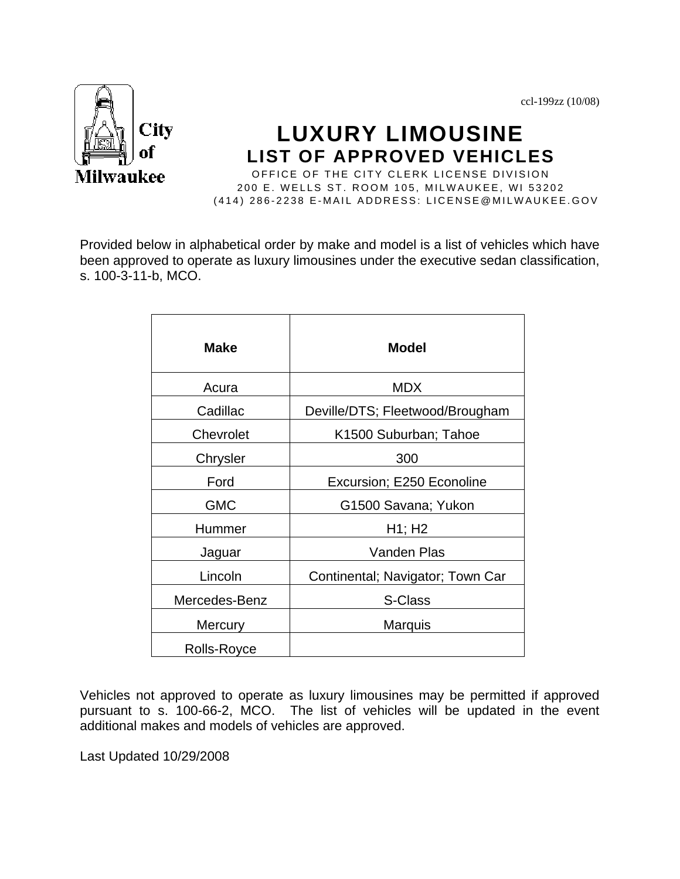ccl-199zz (10/08)

City of Milwaukee

# LUXURY LIMOUSINE
## LIST OF APPROVED VEHICLES

OFFICE OF THE CITY CLERK LICENSE DIVISION
200 E. WELLS ST. ROOM 105, MILWAUKEE, WI 53202
(414) 286-2238 E-MAIL ADDRESS: LICENSE@MILWAUKEE.GOV

Provided below in alphabetical order by make and model is a list of vehicles which have been approved to operate as luxury limousines under the executive sedan classification, s. 100-3-11-b, MCO.

| Make | Model |
|---|---|
| Acura | MDX |
| Cadillac | Deville/DTS; Fleetwood/Brougham |
| Chevrolet | K1500 Suburban; Tahoe |
| Chrysler | 300 |
| Ford | Excursion; E250 Econoline |
| GMC | G1500 Savana; Yukon |
| Hummer | H1; H2 |
| Jaguar | Vanden Plas |
| Lincoln | Continental; Navigator; Town Car |
| Mercedes-Benz | S-Class |
| Mercury | Marquis |
| Rolls-Royce | |

Vehicles not approved to operate as luxury limousines may be permitted if approved pursuant to s. 100-66-2, MCO. The list of vehicles will be updated in the event additional makes and models of vehicles are approved.

Last Updated 10/29/2008